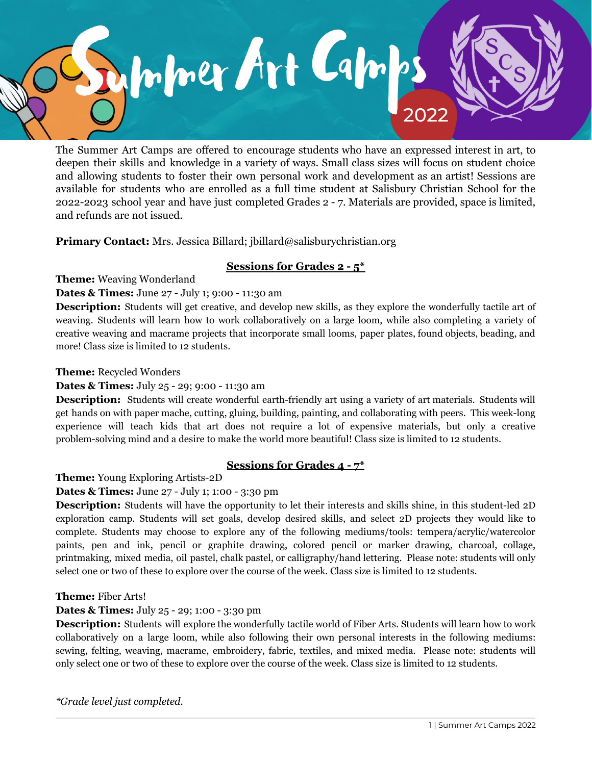# Summer Art Camps 2022

The Summer Art Camps are offered to encourage students who have an expressed interest in art, to deepen their skills and knowledge in a variety of ways. Small class sizes will focus on student choice and allowing students to foster their own personal work and development as an artist! Sessions are available for students who are enrolled as a full time student at Salisbury Christian School for the 2022-2023 school year and have just completed Grades 2 - 7. Materials are provided, space is limited, and refunds are not issued.

**Primary Contact:** Mrs. Jessica Billard; jbillard@salisburychristian.org

## Sessions for Grades 2 - 5*

**Theme:** Weaving Wonderland

**Dates & Times:** June 27 - July 1; 9:00 - 11:30 am

**Description:** Students will get creative, and develop new skills, as they explore the wonderfully tactile art of weaving. Students will learn how to work collaboratively on a large loom, while also completing a variety of creative weaving and macrame projects that incorporate small looms, paper plates, found objects, beading, and more! Class size is limited to 12 students.

**Theme:** Recycled Wonders

**Dates & Times:** July 25 - 29; 9:00 - 11:30 am

**Description:** Students will create wonderful earth-friendly art using a variety of art materials. Students will get hands on with paper mache, cutting, gluing, building, painting, and collaborating with peers. This week-long experience will teach kids that art does not require a lot of expensive materials, but only a creative problem-solving mind and a desire to make the world more beautiful! Class size is limited to 12 students.

## Sessions for Grades 4 - 7*

**Theme:** Young Exploring Artists-2D

**Dates & Times:** June 27 - July 1; 1:00 - 3:30 pm

**Description:** Students will have the opportunity to let their interests and skills shine, in this student-led 2D exploration camp. Students will set goals, develop desired skills, and select 2D projects they would like to complete. Students may choose to explore any of the following mediums/tools: tempera/acrylic/watercolor paints, pen and ink, pencil or graphite drawing, colored pencil or marker drawing, charcoal, collage, printmaking, mixed media, oil pastel, chalk pastel, or calligraphy/hand lettering. Please note: students will only select one or two of these to explore over the course of the week. Class size is limited to 12 students.

**Theme:** Fiber Arts!

**Dates & Times:** July 25 - 29; 1:00 - 3:30 pm

**Description:** Students will explore the wonderfully tactile world of Fiber Arts. Students will learn how to work collaboratively on a large loom, while also following their own personal interests in the following mediums: sewing, felting, weaving, macrame, embroidery, fabric, textiles, and mixed media. Please note: students will only select one or two of these to explore over the course of the week. Class size is limited to 12 students.

*\*Grade level just completed.*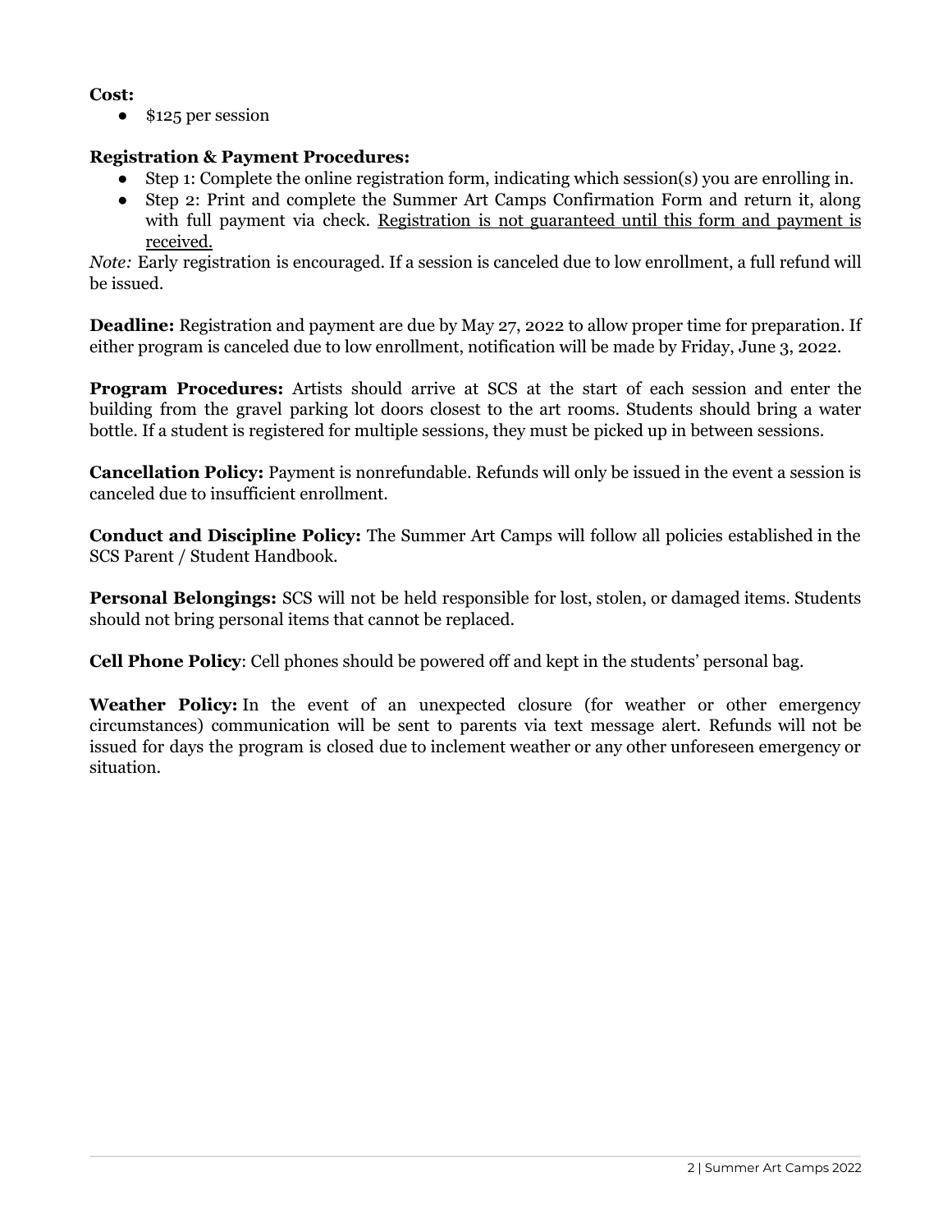**Cost:**

- $125 per session

**Registration & Payment Procedures:**

- Step 1: Complete the online registration form, indicating which session(s) you are enrolling in.
- Step 2: Print and complete the Summer Art Camps Confirmation Form and return it, along with full payment via check. Registration is not guaranteed until this form and payment is received.

*Note:* Early registration is encouraged. If a session is canceled due to low enrollment, a full refund will be issued.

**Deadline:** Registration and payment are due by May 27, 2022 to allow proper time for preparation. If either program is canceled due to low enrollment, notification will be made by Friday, June 3, 2022.

**Program Procedures:** Artists should arrive at SCS at the start of each session and enter the building from the gravel parking lot doors closest to the art rooms. Students should bring a water bottle. If a student is registered for multiple sessions, they must be picked up in between sessions.

**Cancellation Policy:** Payment is nonrefundable. Refunds will only be issued in the event a session is canceled due to insufficient enrollment.

**Conduct and Discipline Policy:** The Summer Art Camps will follow all policies established in the SCS Parent / Student Handbook.

**Personal Belongings:** SCS will not be held responsible for lost, stolen, or damaged items. Students should not bring personal items that cannot be replaced.

**Cell Phone Policy**: Cell phones should be powered off and kept in the students' personal bag.

**Weather Policy:** In the event of an unexpected closure (for weather or other emergency circumstances) communication will be sent to parents via text message alert. Refunds will not be issued for days the program is closed due to inclement weather or any other unforeseen emergency or situation.